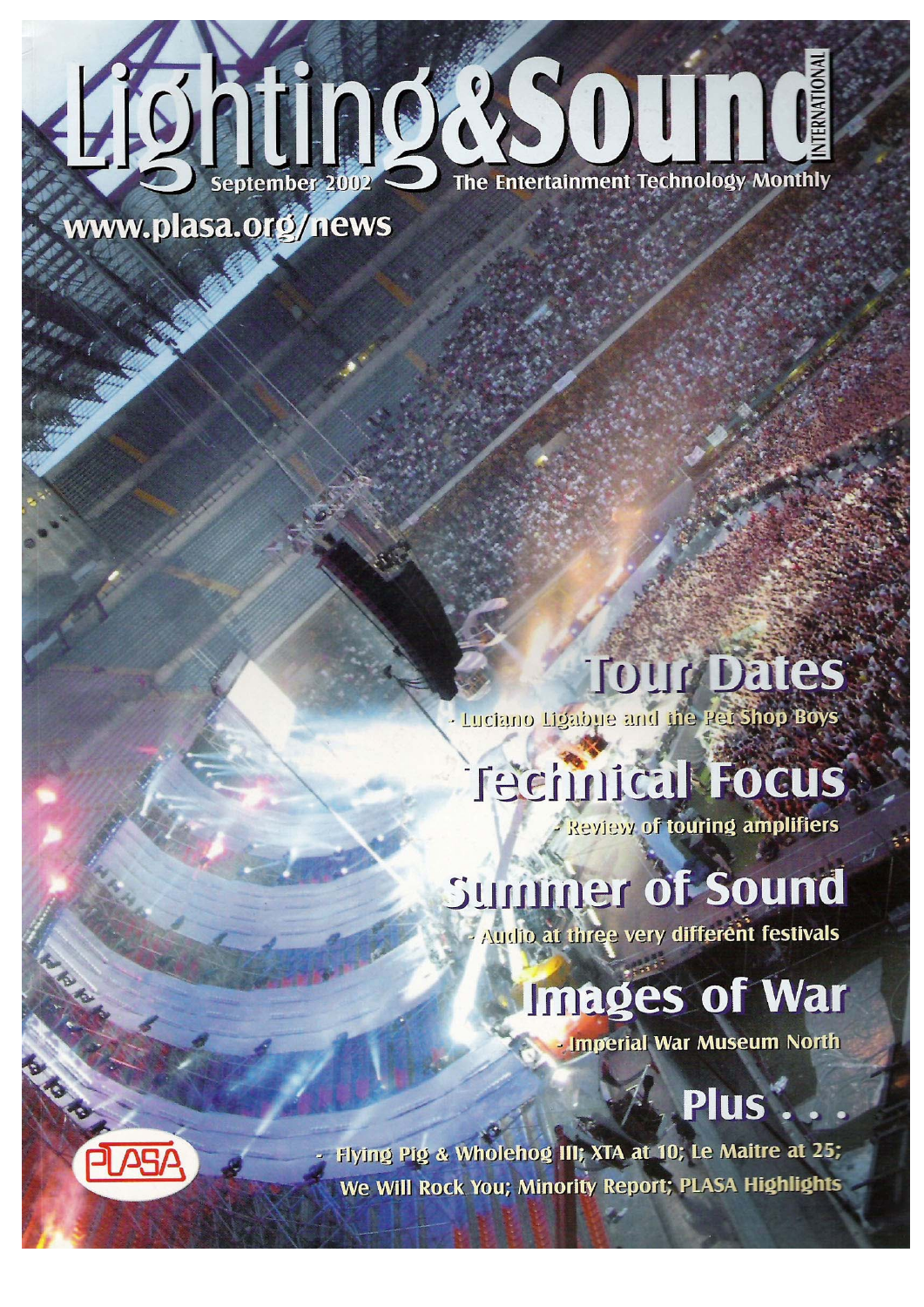# Lighting&Sound INTERNATIONAL

September 2002

The Entertainment Technology Monthly

www.plasa.org/news

## Tour Dates

- Luciano Ligabue and the Pet Shop Boys

## Technical Focus

- Review of touring amplifiers

## Summer of Sound

- Audio at three very different festivals

## Images of War

- Imperial War Museum North

## Plus . . .

- Flying Pig & Wholehog III; XTA at 10; Le Maitre at 25; We Will Rock You; Minority Report; PLASA Highlights

PLASA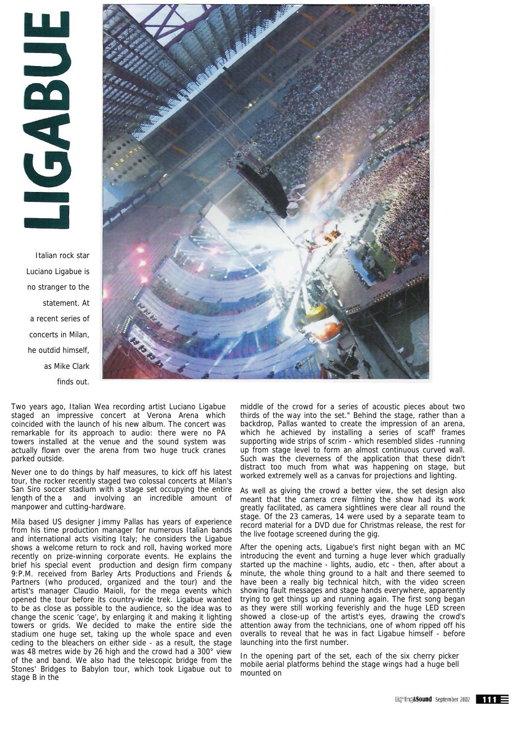# LIGABUE

Italian rock star Luciano Ligabue is no stranger to the statement. At a recent series of concerts in Milan, he outdid himself, as Mike Clark finds out.

Two years ago, Italian Wea recording artist Luciano Ligabue staged an impressive concert at Verona Arena which coincided with the launch of his new album. The concert was remarkable for its approach to audio: there were no PA towers installed at the venue and the sound system was actually flown over the arena from two huge truck cranes parked outside.

Never one to do things by half measures, to kick off his latest tour, the rocker recently staged two colossal concerts at Milan's San Siro soccer stadium with a stage set occupying the entire length of the a and involving an incredible amount of manpower and cutting-hardware.

Mila based US designer Jimmy Pallas has years of experience from his time production manager for numerous Italian bands and international acts visiting Italy; he considers the Ligabue shows a welcome return to rock and roll, having worked more recently on prize-winning corporate events. He explains the brief his special event production and design firm company 9:P.M. received from Barley Arts Productions and Friends & Partners (who produced, organized and the tour) and the artist's manager Claudio Maioli, for the mega events which opened the tour before its country-wide trek. Ligabue wanted to be as close as possible to the audience, so the idea was to change the scenic 'cage', by enlarging it and making it lighting towers or grids. We decided to make the entire side the stadium one huge set, taking up the whole space and even ceding to the bleachers on either side - as a result, the stage was 48 metres wide by 26 high and the crowd had a 300° view of the and band. We also had the telescopic bridge from the Stones' Bridges to Babylon tour, which took Ligabue out to stage B in the middle of the crowd for a series of acoustic pieces about two thirds of the way into the set." Behind the stage, rather than a backdrop, Pallas wanted to create the impression of an arena, which he achieved by installing a series of scaff' frames supporting wide strips of scrim - which resembled slides -running up from stage level to form an almost continuous curved wall. Such was the cleverness of the application that these didn't distract too much from what was happening on stage, but worked extremely well as a canvas for projections and lighting.

As well as giving the crowd a better view, the set design also meant that the camera crew filming the show had its work greatly facilitated, as camera sightlines were clear all round the stage. Of the 23 cameras, 14 were used by a separate team to record material for a DVD due for Christmas release, the rest for the live footage screened during the gig.

After the opening acts, Ligabue's first night began with an MC introducing the event and turning a huge lever which gradually started up the machine - lights, audio, etc - then, after about a minute, the whole thing ground to a halt and there seemed to have been a really big technical hitch, with the video screen showing fault messages and stage hands everywhere, apparently trying to get things up and running again. The first song began as they were still working feverishly and the huge LED screen showed a close-up of the artist's eyes, drawing the crowd's attention away from the technicians, one of whom ripped off his overalls to reveal that he was in fact Ligabue himself - before launching into the first number.

In the opening part of the set, each of the six cherry picker mobile aerial platforms behind the stage wings had a huge bell mounted on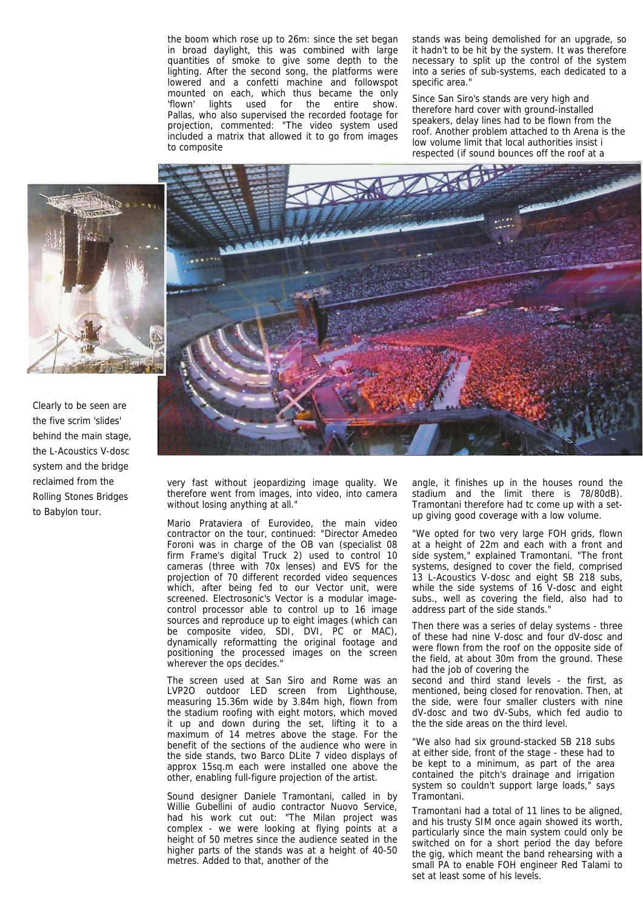the boom which rose up to 26m: since the set began in broad daylight, this was combined with large quantities of smoke to give some depth to the lighting. After the second song, the platforms were lowered and a confetti machine and followspot mounted on each, which thus became the only 'flown' lights used for the entire show. Pallas, who also supervised the recorded footage for projection, commented: "The video system used included a matrix that allowed it to go from images to composite very fast without jeopardizing image quality. We therefore went from images, into video, into camera without losing anything at all."

Clearly to be seen are the five scrim 'slides' behind the main stage, the L-Acoustics V-dosc system and the bridge reclaimed from the Rolling Stones Bridges to Babylon tour.

Mario Prataviera of Eurovideo, the main video contractor on the tour, continued: "Director Amedeo Foroni was in charge of the OB van (specialist 08 firm Frame's digital Truck 2) used to control 10 cameras (three with 70x lenses) and EVS for the projection of 70 different recorded video sequences which, after being fed to our Vector unit, were screened. Electrosonic's Vector is a modular image-control processor able to control up to 16 image sources and reproduce up to eight images (which can be composite video, SDI, DVI, PC or MAC), dynamically reformatting the original footage and positioning the processed images on the screen wherever the ops decides."

The screen used at San Siro and Rome was an LVP2O outdoor LED screen from Lighthouse, measuring 15.36m wide by 3.84m high, flown from the stadium roofing with eight motors, which moved it up and down during the set, lifting it to a maximum of 14 metres above the stage. For the benefit of the sections of the audience who were in the side stands, two Barco DLite 7 video displays of approx 15sq.m each were installed one above the other, enabling full-figure projection of the artist.

Sound designer Daniele Tramontani, called in by Willie Gubellini of audio contractor Nuovo Service, had his work cut out: "The Milan project was complex - we were looking at flying points at a height of 50 metres since the audience seated in the higher parts of the stands was at a height of 40-50 metres. Added to that, another of the stands was being demolished for an upgrade, so it hadn't to be hit by the system. It was therefore necessary to split up the control of the system into a series of sub-systems, each dedicated to a specific area."

Since San Siro's stands are very high and therefore hard cover with ground-installed speakers, delay lines had to be flown from the roof. Another problem attached to th Arena is the low volume limit that local authorities insist i respected (if sound bounces off the roof at a angle, it finishes up in the houses round the stadium and the limit there is 78/80dB). Tramontani therefore had tc come up with a set-up giving good coverage with a low volume.

"We opted for two very large FOH grids, flown at a height of 22m and each with a front and side system," explained Tramontani. "The front systems, designed to cover the field, comprised 13 L-Acoustics V-dosc and eight SB 218 subs, while the side systems of 16 V-dosc and eight subs., well as covering the field, also had to address part of the side stands."

Then there was a series of delay systems - three of these had nine V-dosc and four dV-dosc and were flown from the roof on the opposite side of the field, at about 30m from the ground. These had the job of covering the second and third stand levels - the first, as mentioned, being closed for renovation. Then, at the side, were four smaller clusters with nine dV-dosc and two dV-Subs, which fed audio to the the side areas on the third level.

"We also had six ground-stacked SB 218 subs at either side, front of the stage - these had to be kept to a minimum, as part of the area contained the pitch's drainage and irrigation system so couldn't support large loads," says Tramontani.

Tramontani had a total of 11 lines to be aligned, and his trusty SIM once again showed its worth, particularly since the main system could only be switched on for a short period the day before the gig, which meant the band rehearsing with a small PA to enable FOH engineer Red Talami to set at least some of his levels.